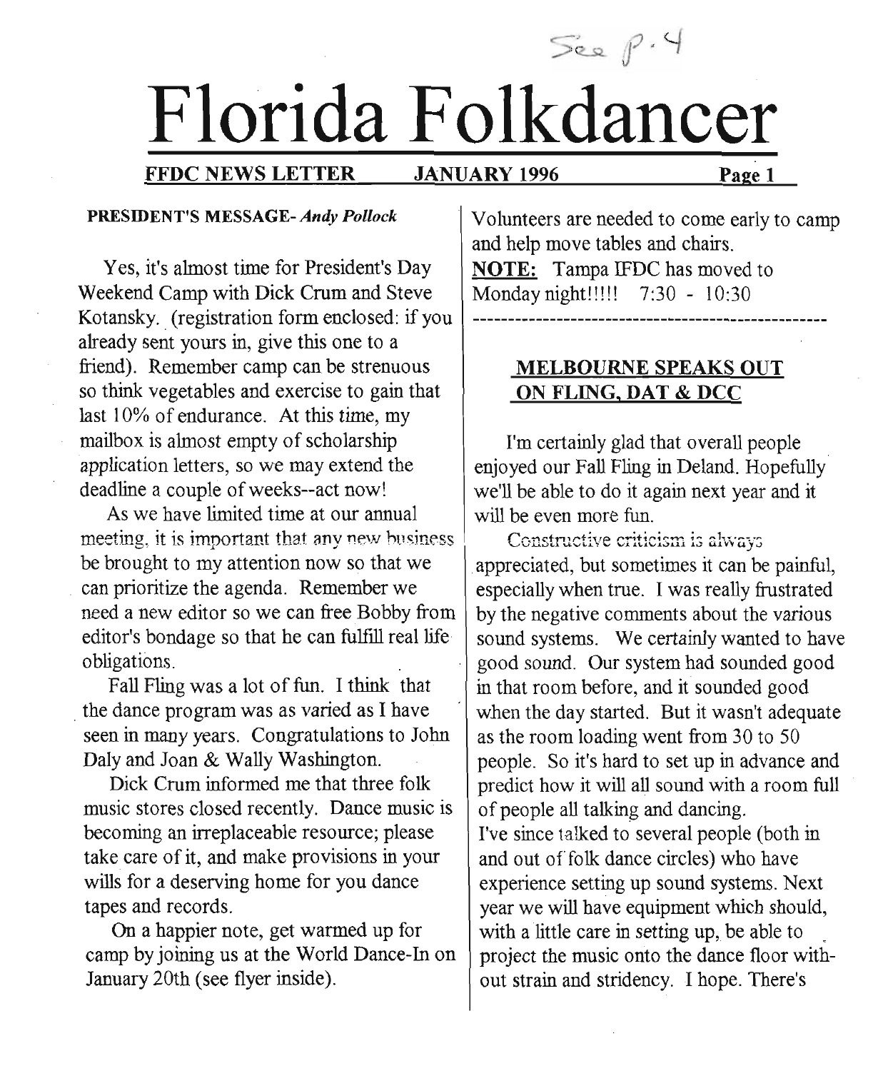See p. 4

# Florida Folkdancer

**FFDC NEWS LETTER JANUARY 1996**

**PRESIDENT'S MESSAGE-** ***Andy Pollock***

Yes, it's almost time for President's Day Weekend Camp with Dick Crum and Steve Kotansky. (registration form enclosed: if you already sent yours in, give this one to a friend). Remember camp can be strenuous so think vegetables and exercise to gain that last 10% of endurance. At this time, my mailbox is almost empty of scholarship application letters, so we may extend the deadline a couple of weeks--act now!

As we have limited time at our annual meeting, it is important that any new business be brought to my attention now so that we can prioritize the agenda. Remember we need a new editor so we can free Bobby from editor's bondage so that he can fulfill real life obligations.

Fall Fling was a lot of fun. I think that the dance program was as varied as I have seen in many years. Congratulations to John Daly and Joan & Wally Washington.

Dick Crum informed me that three folk music stores closed recently. Dance music is becoming an irreplaceable resource; please take care of it, and make provisions in your wills for a deserving home for you dance tapes and records.

On a happier note, get warmed up for camp by joining us at the World Dance-In on January 20th (see flyer inside).

Volunteers are needed to come early to camp and help move tables and chairs.

**NOTE:** Tampa IFDC has moved to Monday night!!!!! 7:30 - 10:30

---

## MELBOURNE SPEAKS OUT ON FLING, DAT & DCC

I'm certainly glad that overall people enjoyed our Fall Fling in Deland. Hopefully we'll be able to do it again next year and it will be even more fun.

Constructive criticism is always appreciated, but sometimes it can be painful, especially when true. I was really frustrated by the negative comments about the various sound systems. We certainly wanted to have good sound. Our system had sounded good in that room before, and it sounded good when the day started. But it wasn't adequate as the room loading went from 30 to 50 people. So it's hard to set up in advance and predict how it will all sound with a room full of people all talking and dancing.

I've since talked to several people (both in and out of folk dance circles) who have experience setting up sound systems. Next year we will have equipment which should, with a little care in setting up, be able to project the music onto the dance floor without strain and stridency. I hope. There's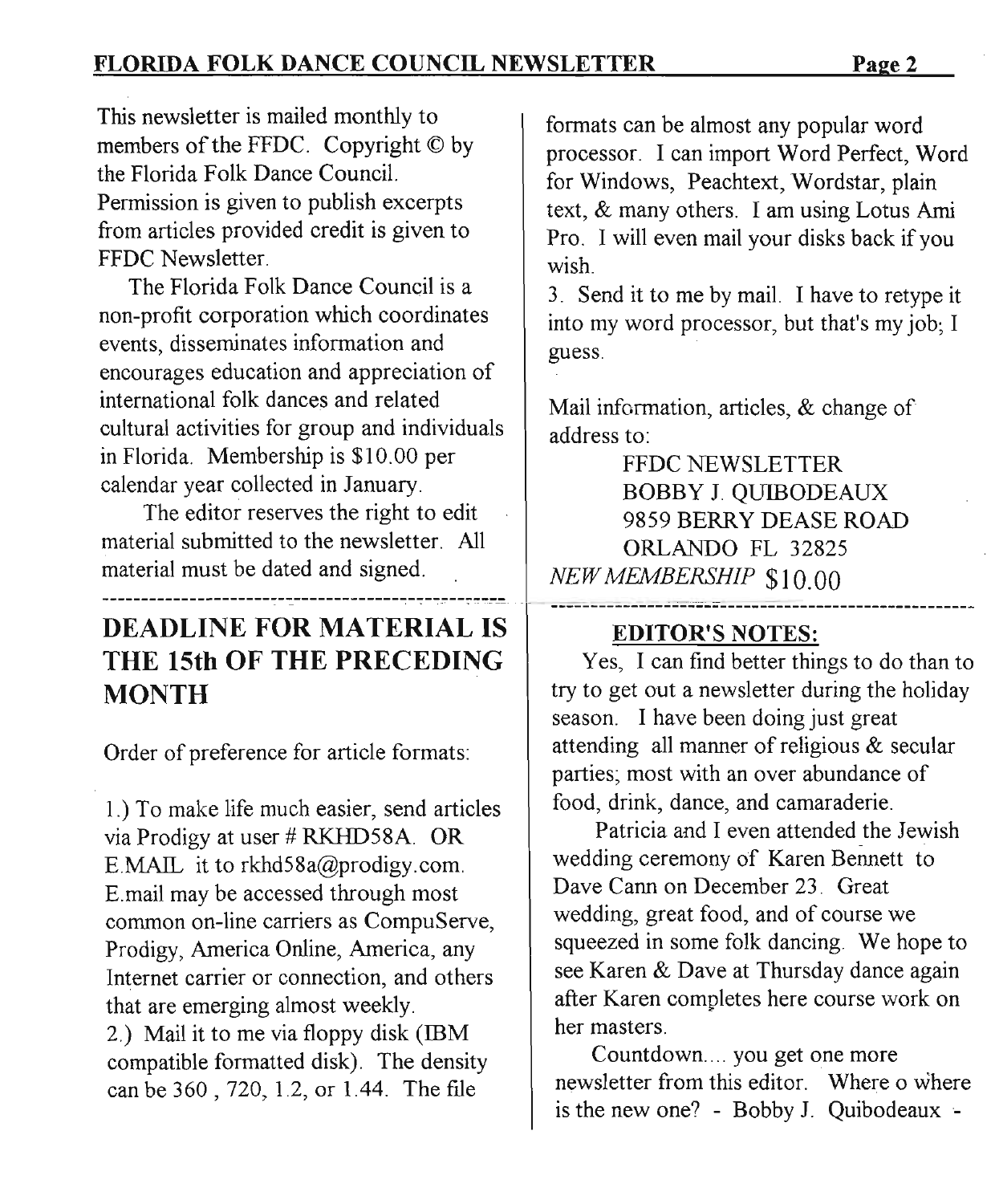This newsletter is mailed monthly to members of the FFDC. Copyright © by the Florida Folk Dance Council. Permission is given to publish excerpts from articles provided credit is given to FFDC Newsletter.

The Florida Folk Dance Council is a non-profit corporation which coordinates events, disseminates information and encourages education and appreciation of international folk dances and related cultural activities for group and individuals in Florida. Membership is $10.00 per calendar year collected in January.

The editor reserves the right to edit material submitted to the newsletter. All material must be dated and signed.

---

## DEADLINE FOR MATERIAL IS THE 15th OF THE PRECEDING MONTH

Order of preference for article formats:

1.) To make life much easier, send articles via Prodigy at user # RKHD58A. OR E.MAIL it to rkhd58a@prodigy.com. E.mail may be accessed through most common on-line carriers as CompuServe, Prodigy, America Online, America, any Internet carrier or connection, and others that are emerging almost weekly.

2.) Mail it to me via floppy disk (IBM compatible formatted disk). The density can be 360 , 720, 1.2, or 1.44. The file formats can be almost any popular word processor. I can import Word Perfect, Word for Windows, Peachtext, Wordstar, plain text, & many others. I am using Lotus Ami Pro. I will even mail your disks back if you wish.

3. Send it to me by mail. I have to retype it into my word processor, but that's my job; I guess.

Mail information, articles, & change of address to:

FFDC NEWSLETTER
BOBBY J. QUIBODEAUX
9859 BERRY DEASE ROAD
ORLANDO FL 32825

*NEW MEMBERSHIP* $10.00

---

## EDITOR'S NOTES:

Yes, I can find better things to do than to try to get out a newsletter during the holiday season. I have been doing just great attending all manner of religious & secular parties; most with an over abundance of food, drink, dance, and camaraderie.

Patricia and I even attended the Jewish wedding ceremony of Karen Bennett to Dave Cann on December 23. Great wedding, great food, and of course we squeezed in some folk dancing. We hope to see Karen & Dave at Thursday dance again after Karen completes here course work on her masters.

Countdown.... you get one more newsletter from this editor. Where o where is the new one? - Bobby J. Quibodeaux -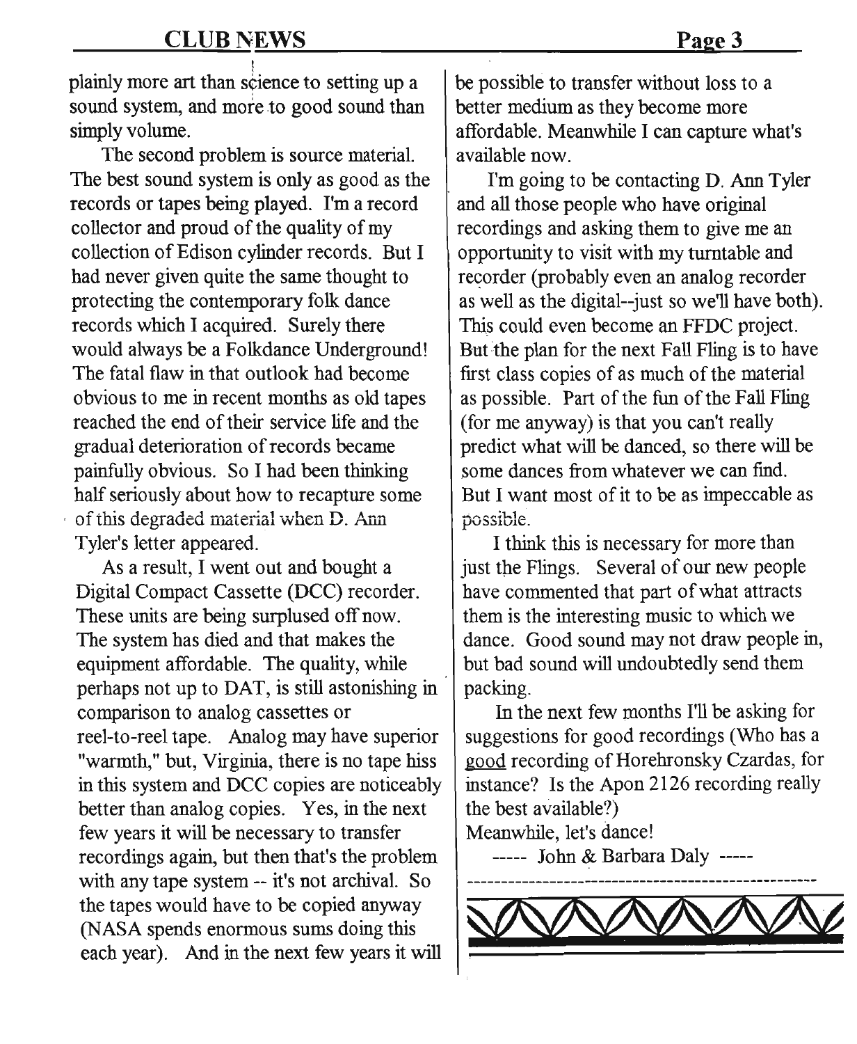plainly more art than science to setting up a sound system, and more to good sound than simply volume.

The second problem is source material. The best sound system is only as good as the records or tapes being played. I'm a record collector and proud of the quality of my collection of Edison cylinder records. But I had never given quite the same thought to protecting the contemporary folk dance records which I acquired. Surely there would always be a Folkdance Underground! The fatal flaw in that outlook had become obvious to me in recent months as old tapes reached the end of their service life and the gradual deterioration of records became painfully obvious. So I had been thinking half seriously about how to recapture some of this degraded material when D. Ann Tyler's letter appeared.

As a result, I went out and bought a Digital Compact Cassette (DCC) recorder. These units are being surplused off now. The system has died and that makes the equipment affordable. The quality, while perhaps not up to DAT, is still astonishing in comparison to analog cassettes or reel-to-reel tape. Analog may have superior "warmth," but, Virginia, there is no tape hiss in this system and DCC copies are noticeably better than analog copies. Yes, in the next few years it will be necessary to transfer recordings again, but then that's the problem with any tape system -- it's not archival. So the tapes would have to be copied anyway (NASA spends enormous sums doing this each year). And in the next few years it will be possible to transfer without loss to a better medium as they become more affordable. Meanwhile I can capture what's available now.

I'm going to be contacting D. Ann Tyler and all those people who have original recordings and asking them to give me an opportunity to visit with my turntable and recorder (probably even an analog recorder as well as the digital--just so we'll have both). This could even become an FFDC project. But the plan for the next Fall Fling is to have first class copies of as much of the material as possible. Part of the fun of the Fall Fling (for me anyway) is that you can't really predict what will be danced, so there will be some dances from whatever we can find. But I want most of it to be as impeccable as possible.

I think this is necessary for more than just the Flings. Several of our new people have commented that part of what attracts them is the interesting music to which we dance. Good sound may not draw people in, but bad sound will undoubtedly send them packing.

In the next few months I'll be asking for suggestions for good recordings (Who has a good recording of Horehronsky Czardas, for instance? Is the Apon 2126 recording really the best available?)

Meanwhile, let's dance!

----- John & Barbara Daly -----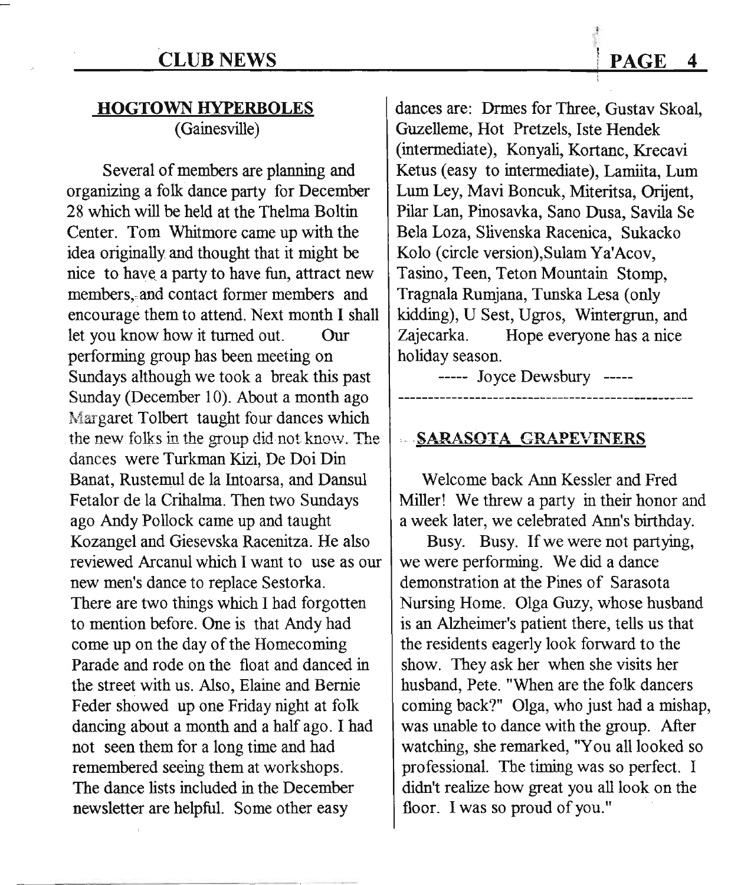## HOGTOWN HYPERBOLES
(Gainesville)

Several of members are planning and organizing a folk dance party for December 28 which will be held at the Thelma Boltin Center. Tom Whitmore came up with the idea originally and thought that it might be nice to have a party to have fun, attract new members, and contact former members and encourage them to attend. Next month I shall let you know how it turned out. Our performing group has been meeting on Sundays although we took a break this past Sunday (December 10). About a month ago Margaret Tolbert taught four dances which the new folks in the group did not know. The dances were Turkman Kizi, De Doi Din Banat, Rustemul de la Intoarsa, and Dansul Fetalor de la Crihalma. Then two Sundays ago Andy Pollock came up and taught Kozangel and Giesevska Racenitza. He also reviewed Arcanul which I want to use as our new men's dance to replace Sestorka. There are two things which I had forgotten to mention before. One is that Andy had come up on the day of the Homecoming Parade and rode on the float and danced in the street with us. Also, Elaine and Bernie Feder showed up one Friday night at folk dancing about a month and a half ago. I had not seen them for a long time and had remembered seeing them at workshops. The dance lists included in the December newsletter are helpful. Some other easy dances are: Drmes for Three, Gustav Skoal, Guzelleme, Hot Pretzels, Iste Hendek (intermediate), Konyali, Kortanc, Krecavi Ketus (easy to intermediate), Lamiita, Lum Lum Ley, Mavi Boncuk, Miteritsa, Orijent, Pilar Lan, Pinosavka, Sano Dusa, Savila Se Bela Loza, Slivenska Racenica, Sukacko Kolo (circle version),Sulam Ya'Acov, Tasino, Teen, Teton Mountain Stomp, Tragnala Rumjana, Tunska Lesa (only kidding), U Sest, Ugros, Wintergrun, and Zajecarka. Hope everyone has a nice holiday season.

----- Joyce Dewsbury -----

---

## SARASOTA GRAPEVINERS

Welcome back Ann Kessler and Fred Miller! We threw a party in their honor and a week later, we celebrated Ann's birthday.

Busy. Busy. If we were not partying, we were performing. We did a dance demonstration at the Pines of Sarasota Nursing Home. Olga Guzy, whose husband is an Alzheimer's patient there, tells us that the residents eagerly look forward to the show. They ask her when she visits her husband, Pete. "When are the folk dancers coming back?" Olga, who just had a mishap, was unable to dance with the group. After watching, she remarked, "You all looked so professional. The timing was so perfect. I didn't realize how great you all look on the floor. I was so proud of you."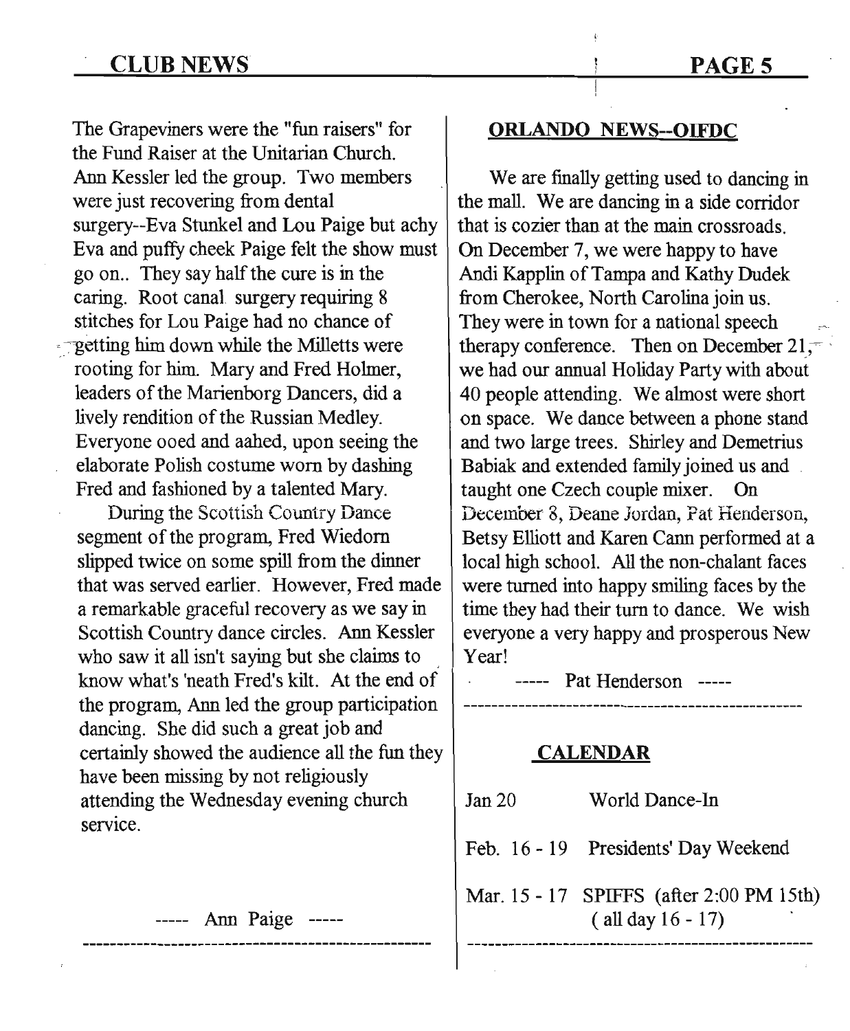The Grapeviners were the "fun raisers" for the Fund Raiser at the Unitarian Church. Ann Kessler led the group. Two members were just recovering from dental surgery--Eva Stunkel and Lou Paige but achy Eva and puffy cheek Paige felt the show must go on.. They say half the cure is in the caring. Root canal surgery requiring 8 stitches for Lou Paige had no chance of getting him down while the Milletts were rooting for him. Mary and Fred Holmer, leaders of the Marienborg Dancers, did a lively rendition of the Russian Medley. Everyone ooed and aahed, upon seeing the elaborate Polish costume worn by dashing Fred and fashioned by a talented Mary.

During the Scottish Country Dance segment of the program, Fred Wiedorn slipped twice on some spill from the dinner that was served earlier. However, Fred made a remarkable graceful recovery as we say in Scottish Country dance circles. Ann Kessler who saw it all isn't saying but she claims to know what's 'neath Fred's kilt. At the end of the program, Ann led the group participation dancing. She did such a great job and certainly showed the audience all the fun they have been missing by not religiously attending the Wednesday evening church service.

----- Ann Paige -----

## ORLANDO NEWS--OIFDC

We are finally getting used to dancing in the mall. We are dancing in a side corridor that is cozier than at the main crossroads. On December 7, we were happy to have Andi Kapplin of Tampa and Kathy Dudek from Cherokee, North Carolina join us. They were in town for a national speech therapy conference. Then on December 21, we had our annual Holiday Party with about 40 people attending. We almost were short on space. We dance between a phone stand and two large trees. Shirley and Demetrius Babiak and extended family joined us and taught one Czech couple mixer. On December 8, Deane Jordan, Pat Henderson, Betsy Elliott and Karen Cann performed at a local high school. All the non-chalant faces were turned into happy smiling faces by the time they had their turn to dance. We wish everyone a very happy and prosperous New Year!

----- Pat Henderson -----

## CALENDAR

| | |
|---|---|
| Jan 20 | World Dance-In |
| Feb. 16 - 19 | Presidents' Day Weekend |
| Mar. 15 - 17 | SPIFFS (after 2:00 PM 15th) ( all day 16 - 17) |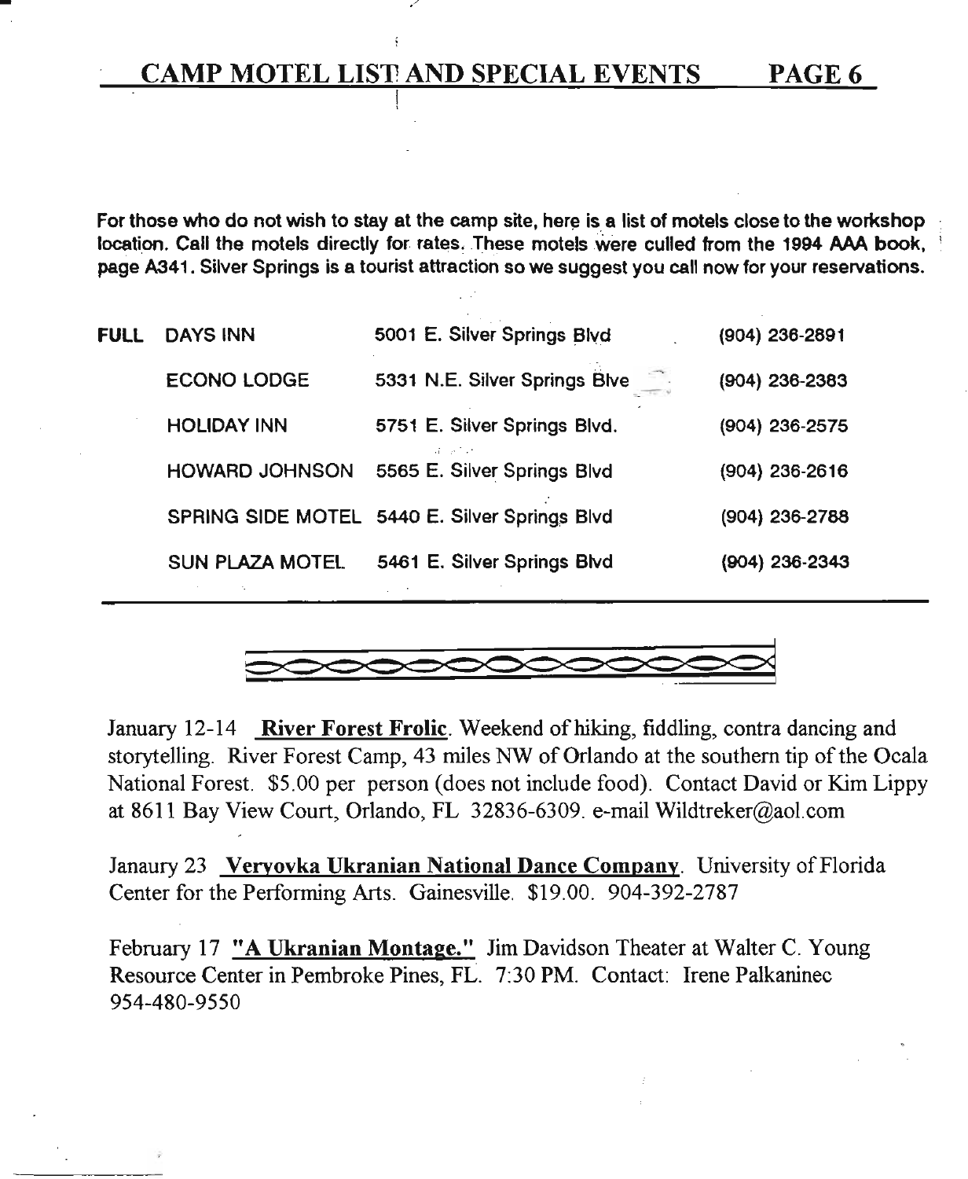# CAMP MOTEL LIST AND SPECIAL EVENTS

**For those who do not wish to stay at the camp site, here is a list of motels close to the workshop location. Call the motels directly for rates. These motels were culled from the 1994 AAA book, page A341. Silver Springs is a tourist attraction so we suggest you call now for your reservations.**

| | | | |
|---|---|---|---|
| FULL | DAYS INN | 5001 E. Silver Springs Blvd | (904) 236-2891 |
| | ECONO LODGE | 5331 N.E. Silver Springs Blve | (904) 236-2383 |
| | HOLIDAY INN | 5751 E. Silver Springs Blvd. | (904) 236-2575 |
| | HOWARD JOHNSON | 5565 E. Silver Springs Blvd | (904) 236-2616 |
| | SPRING SIDE MOTEL | 5440 E. Silver Springs Blvd | (904) 236-2788 |
| | SUN PLAZA MOTEL | 5461 E. Silver Springs Blvd | (904) 236-2343 |

---

January 12-14 **River Forest Frolic**. Weekend of hiking, fiddling, contra dancing and storytelling. River Forest Camp, 43 miles NW of Orlando at the southern tip of the Ocala National Forest. $5.00 per person (does not include food). Contact David or Kim Lippy at 8611 Bay View Court, Orlando, FL 32836-6309. e-mail Wildtreker@aol.com

Janaury 23 **Veryovka Ukranian National Dance Company**. University of Florida Center for the Performing Arts. Gainesville. $19.00. 904-392-2787

February 17 **"A Ukranian Montage."** Jim Davidson Theater at Walter C. Young Resource Center in Pembroke Pines, FL. 7:30 PM. Contact: Irene Palkaninec 954-480-9550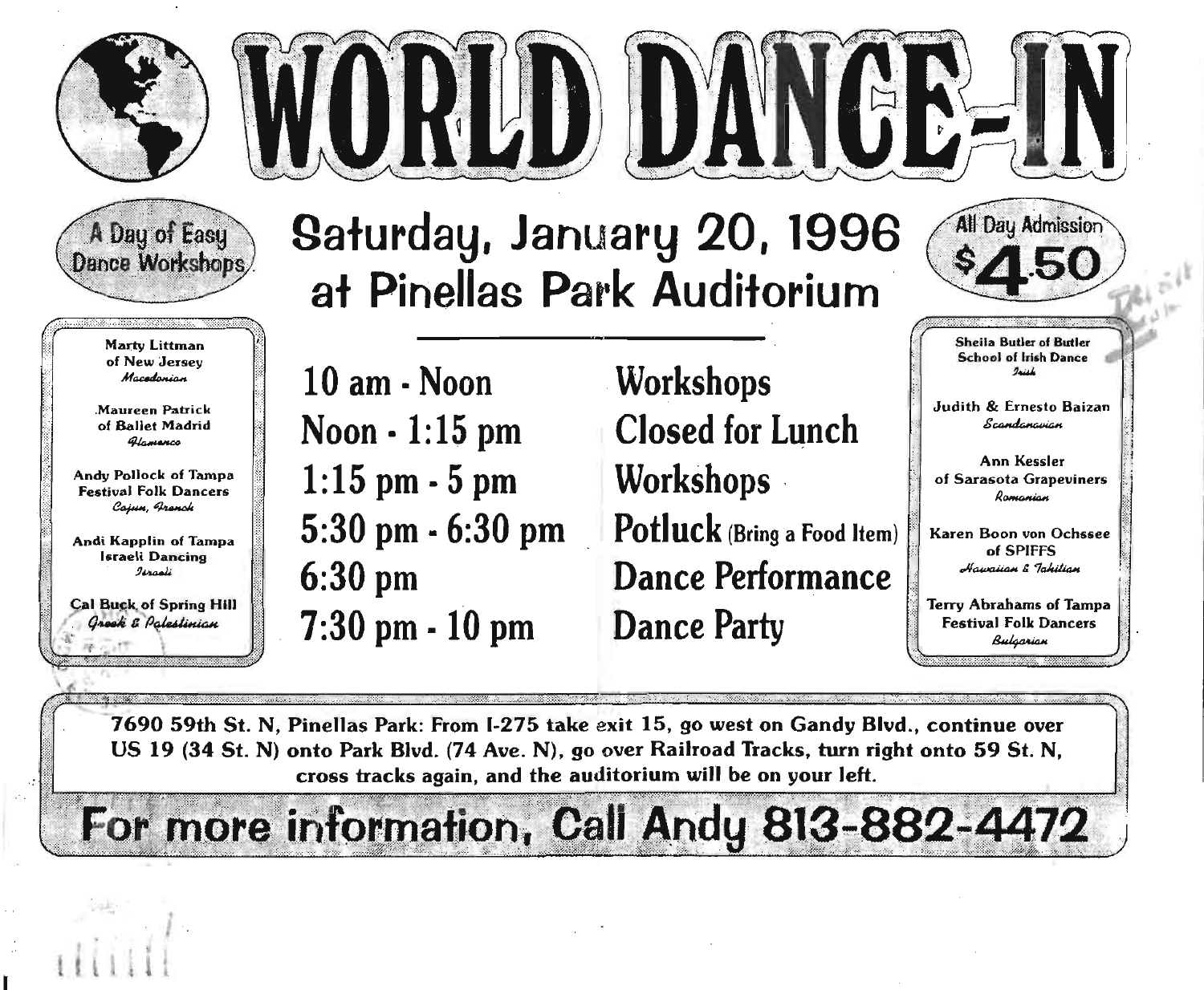# WORLD DANCE-IN

A Day of Easy Dance Workshops

## Saturday, January 20, 1996
## at Pinellas Park Auditorium

All Day Admission **$4.50**

Marty Littman of New Jersey
*Macedonian*

Maureen Patrick of Ballet Madrid
*Flamenco*

Andy Pollock of Tampa Festival Folk Dancers
*Cajun, French*

Andi Kapplin of Tampa Israeli Dancing
*Israeli*

Cal Buck of Spring Hill
*Greek & Palestinian*

| | |
|---|---|
| 10 am - Noon | Workshops |
| Noon - 1:15 pm | Closed for Lunch |
| 1:15 pm - 5 pm | Workshops |
| 5:30 pm - 6:30 pm | Potluck (Bring a Food Item) |
| 6:30 pm | Dance Performance |
| 7:30 pm - 10 pm | Dance Party |

Sheila Butler of Butler School of Irish Dance
*Irish*

Judith & Ernesto Baizan
*Scandanavian*

Ann Kessler of Sarasota Grapeviners
*Romanian*

Karen Boon von Ochssee of SPIFFS
*Hawaiian & Tahitian*

Terry Abrahams of Tampa Festival Folk Dancers
*Bulgarian*

**7690 59th St. N, Pinellas Park: From I-275 take exit 15, go west on Gandy Blvd., continue over US 19 (34 St. N) onto Park Blvd. (74 Ave. N), go over Railroad Tracks, turn right onto 59 St. N, cross tracks again, and the auditorium will be on your left.**

## For more information, Call Andy 813-882-4472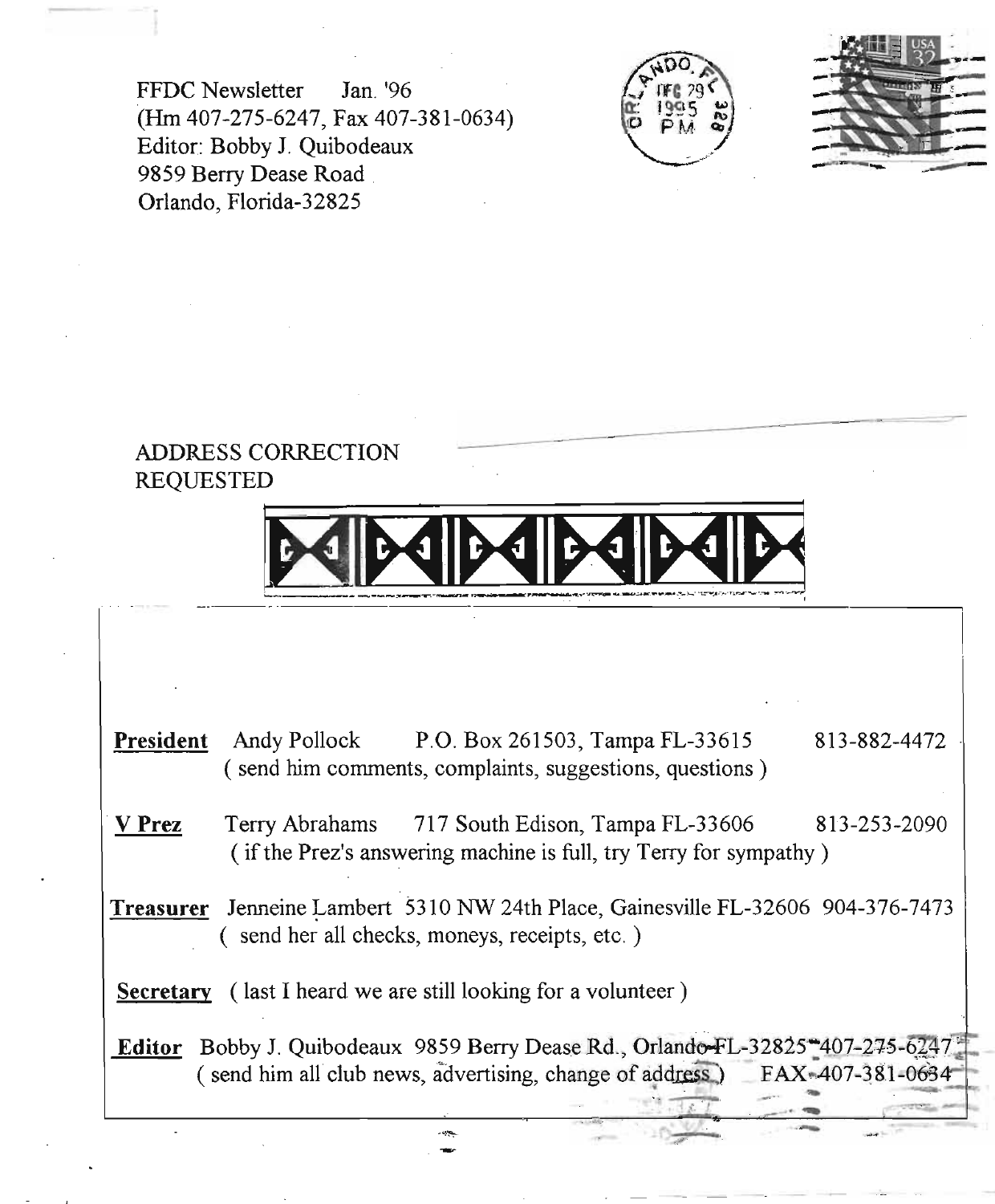FFDC Newsletter Jan. '96
(Hm 407-275-6247, Fax 407-381-0634)
Editor: Bobby J. Quibodeaux
9859 Berry Dease Road
Orlando, Florida-32825

ADDRESS CORRECTION
REQUESTED

**President** Andy Pollock P.O. Box 261503, Tampa FL-33615 813-882-4472
( send him comments, complaints, suggestions, questions )

**V Prez** Terry Abrahams 717 South Edison, Tampa FL-33606 813-253-2090
( if the Prez's answering machine is full, try Terry for sympathy )

**Treasurer** Jenneine Lambert 5310 NW 24th Place, Gainesville FL-32606 904-376-7473
( send her all checks, moneys, receipts, etc. )

**Secretary** ( last I heard we are still looking for a volunteer )

**Editor** Bobby J. Quibodeaux 9859 Berry Dease Rd., Orlando FL-32825 407-275-6247
( send him all club news, advertising, change of address ) FAX-407-381-0634